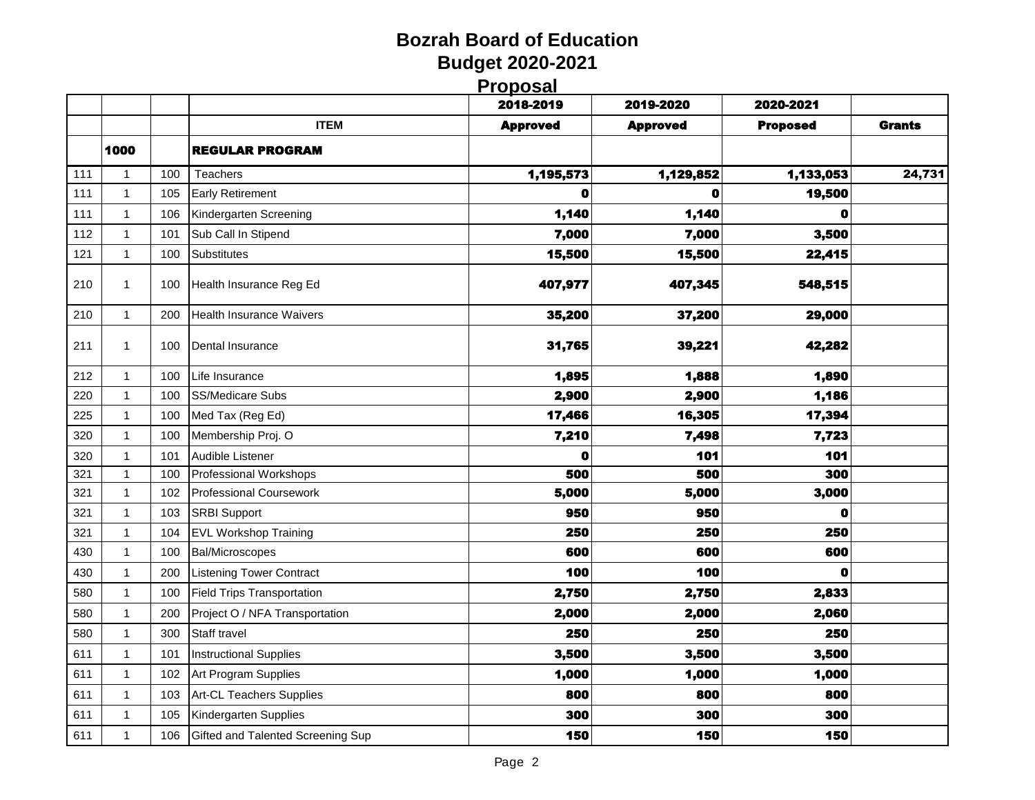# Bozrah Board of Education
## Budget 2020-2021
### Proposal

| | | | ITEM | 2018-2019 Approved | 2019-2020 Approved | 2020-2021 Proposed | Grants |
|---|---|---|---|---|---|---|---|
| | **1000** | | **REGULAR PROGRAM** | | | | |
| 111 | 1 | 100 | Teachers | **1,195,573** | **1,129,852** | **1,133,053** | **24,731** |
| 111 | 1 | 105 | Early Retirement | **0** | **0** | **19,500** | |
| 111 | 1 | 106 | Kindergarten Screening | **1,140** | **1,140** | **0** | |
| 112 | 1 | 101 | Sub Call In Stipend | **7,000** | **7,000** | **3,500** | |
| 121 | 1 | 100 | Substitutes | **15,500** | **15,500** | **22,415** | |
| 210 | 1 | 100 | Health Insurance Reg Ed | **407,977** | **407,345** | **548,515** | |
| 210 | 1 | 200 | Health Insurance Waivers | **35,200** | **37,200** | **29,000** | |
| 211 | 1 | 100 | Dental Insurance | **31,765** | **39,221** | **42,282** | |
| 212 | 1 | 100 | Life Insurance | **1,895** | **1,888** | **1,890** | |
| 220 | 1 | 100 | SS/Medicare Subs | **2,900** | **2,900** | **1,186** | |
| 225 | 1 | 100 | Med Tax (Reg Ed) | **17,466** | **16,305** | **17,394** | |
| 320 | 1 | 100 | Membership Proj. O | **7,210** | **7,498** | **7,723** | |
| 320 | 1 | 101 | Audible Listener | **0** | **101** | **101** | |
| 321 | 1 | 100 | Professional Workshops | **500** | **500** | **300** | |
| 321 | 1 | 102 | Professional Coursework | **5,000** | **5,000** | **3,000** | |
| 321 | 1 | 103 | SRBI Support | **950** | **950** | **0** | |
| 321 | 1 | 104 | EVL Workshop Training | **250** | **250** | **250** | |
| 430 | 1 | 100 | Bal/Microscopes | **600** | **600** | **600** | |
| 430 | 1 | 200 | Listening Tower Contract | **100** | **100** | **0** | |
| 580 | 1 | 100 | Field Trips Transportation | **2,750** | **2,750** | **2,833** | |
| 580 | 1 | 200 | Project O / NFA Transportation | **2,000** | **2,000** | **2,060** | |
| 580 | 1 | 300 | Staff travel | **250** | **250** | **250** | |
| 611 | 1 | 101 | Instructional Supplies | **3,500** | **3,500** | **3,500** | |
| 611 | 1 | 102 | Art Program Supplies | **1,000** | **1,000** | **1,000** | |
| 611 | 1 | 103 | Art-CL Teachers Supplies | **800** | **800** | **800** | |
| 611 | 1 | 105 | Kindergarten Supplies | **300** | **300** | **300** | |
| 611 | 1 | 106 | Gifted and Talented Screening Sup | **150** | **150** | **150** | |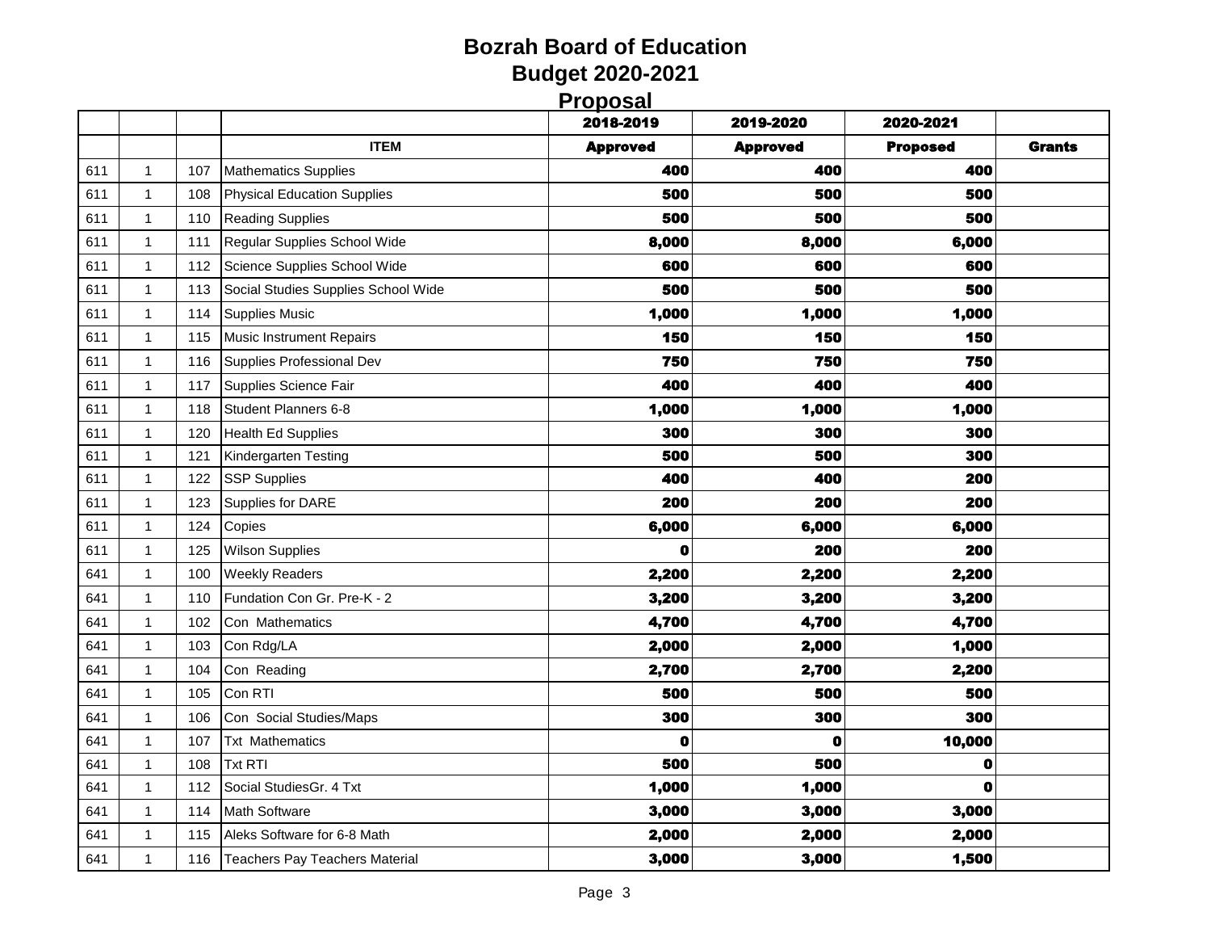# Bozrah Board of Education
## Budget 2020-2021
### Proposal

| | | | | 2018-2019 | 2019-2020 | 2020-2021 | |
|---|---|---|---|---|---|---|---|
| | | | **ITEM** | **Approved** | **Approved** | **Proposed** | **Grants** |
| 611 | 1 | 107 | Mathematics Supplies | 400 | 400 | 400 | |
| 611 | 1 | 108 | Physical Education Supplies | 500 | 500 | 500 | |
| 611 | 1 | 110 | Reading Supplies | 500 | 500 | 500 | |
| 611 | 1 | 111 | Regular Supplies School Wide | 8,000 | 8,000 | 6,000 | |
| 611 | 1 | 112 | Science Supplies School Wide | 600 | 600 | 600 | |
| 611 | 1 | 113 | Social Studies Supplies School Wide | 500 | 500 | 500 | |
| 611 | 1 | 114 | Supplies Music | 1,000 | 1,000 | 1,000 | |
| 611 | 1 | 115 | Music Instrument Repairs | 150 | 150 | 150 | |
| 611 | 1 | 116 | Supplies Professional Dev | 750 | 750 | 750 | |
| 611 | 1 | 117 | Supplies Science Fair | 400 | 400 | 400 | |
| 611 | 1 | 118 | Student Planners 6-8 | 1,000 | 1,000 | 1,000 | |
| 611 | 1 | 120 | Health Ed Supplies | 300 | 300 | 300 | |
| 611 | 1 | 121 | Kindergarten Testing | 500 | 500 | 300 | |
| 611 | 1 | 122 | SSP Supplies | 400 | 400 | 200 | |
| 611 | 1 | 123 | Supplies for DARE | 200 | 200 | 200 | |
| 611 | 1 | 124 | Copies | 6,000 | 6,000 | 6,000 | |
| 611 | 1 | 125 | Wilson Supplies | 0 | 200 | 200 | |
| 641 | 1 | 100 | Weekly Readers | 2,200 | 2,200 | 2,200 | |
| 641 | 1 | 110 | Fundation Con Gr. Pre-K - 2 | 3,200 | 3,200 | 3,200 | |
| 641 | 1 | 102 | Con Mathematics | 4,700 | 4,700 | 4,700 | |
| 641 | 1 | 103 | Con Rdg/LA | 2,000 | 2,000 | 1,000 | |
| 641 | 1 | 104 | Con Reading | 2,700 | 2,700 | 2,200 | |
| 641 | 1 | 105 | Con RTI | 500 | 500 | 500 | |
| 641 | 1 | 106 | Con Social Studies/Maps | 300 | 300 | 300 | |
| 641 | 1 | 107 | Txt Mathematics | 0 | 0 | 10,000 | |
| 641 | 1 | 108 | Txt RTI | 500 | 500 | 0 | |
| 641 | 1 | 112 | Social StudiesGr. 4 Txt | 1,000 | 1,000 | 0 | |
| 641 | 1 | 114 | Math Software | 3,000 | 3,000 | 3,000 | |
| 641 | 1 | 115 | Aleks Software for 6-8 Math | 2,000 | 2,000 | 2,000 | |
| 641 | 1 | 116 | Teachers Pay Teachers Material | 3,000 | 3,000 | 1,500 | |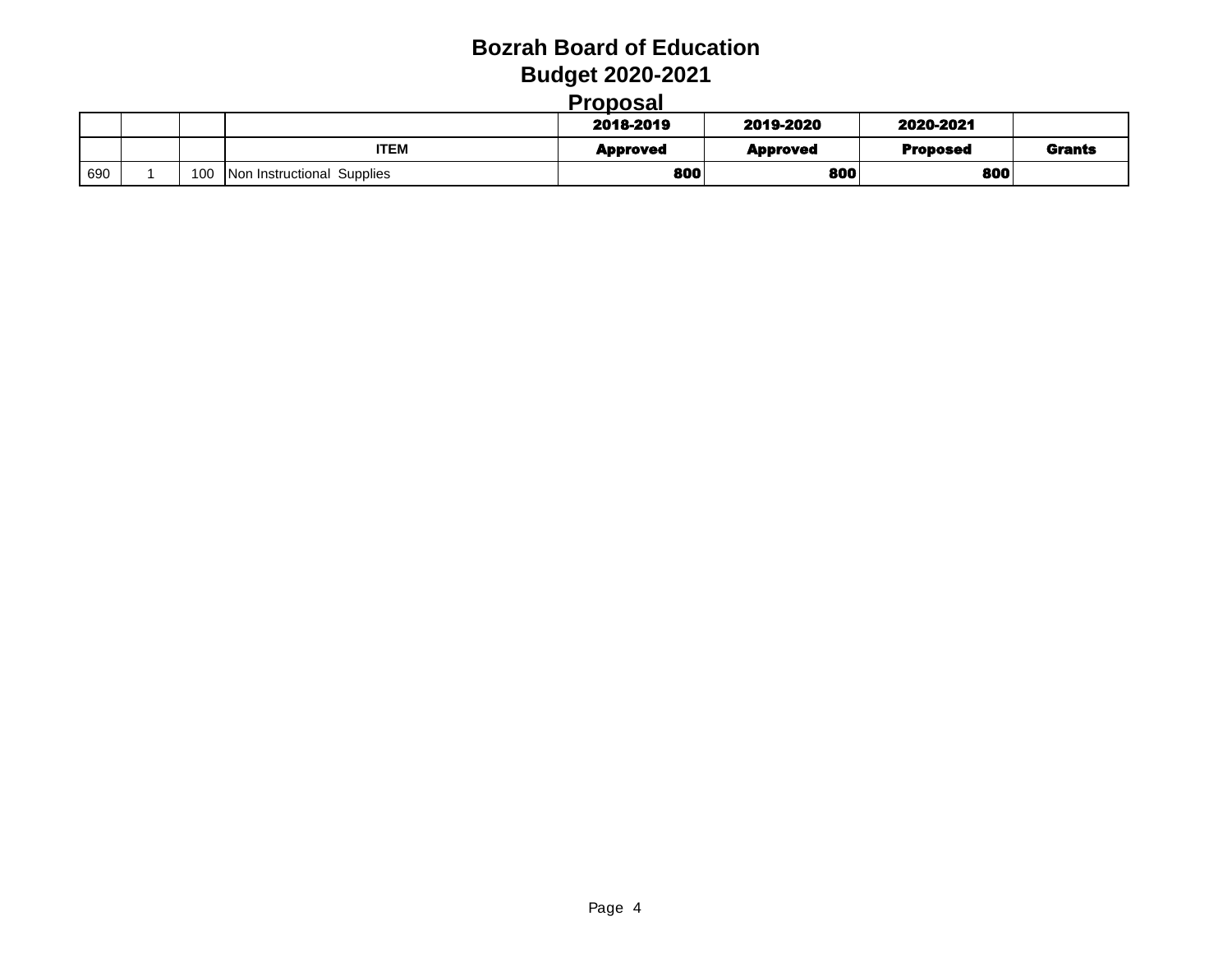# Bozrah Board of Education
## Budget 2020-2021
## Proposal

| | | | | 2018-2019 | 2019-2020 | 2020-2021 | |
|---|---|---|---|---|---|---|---|
| | | | ITEM | Approved | Approved | Proposed | Grants |
| 690 | 1 | 100 | Non Instructional Supplies | 800 | 800 | 800 | |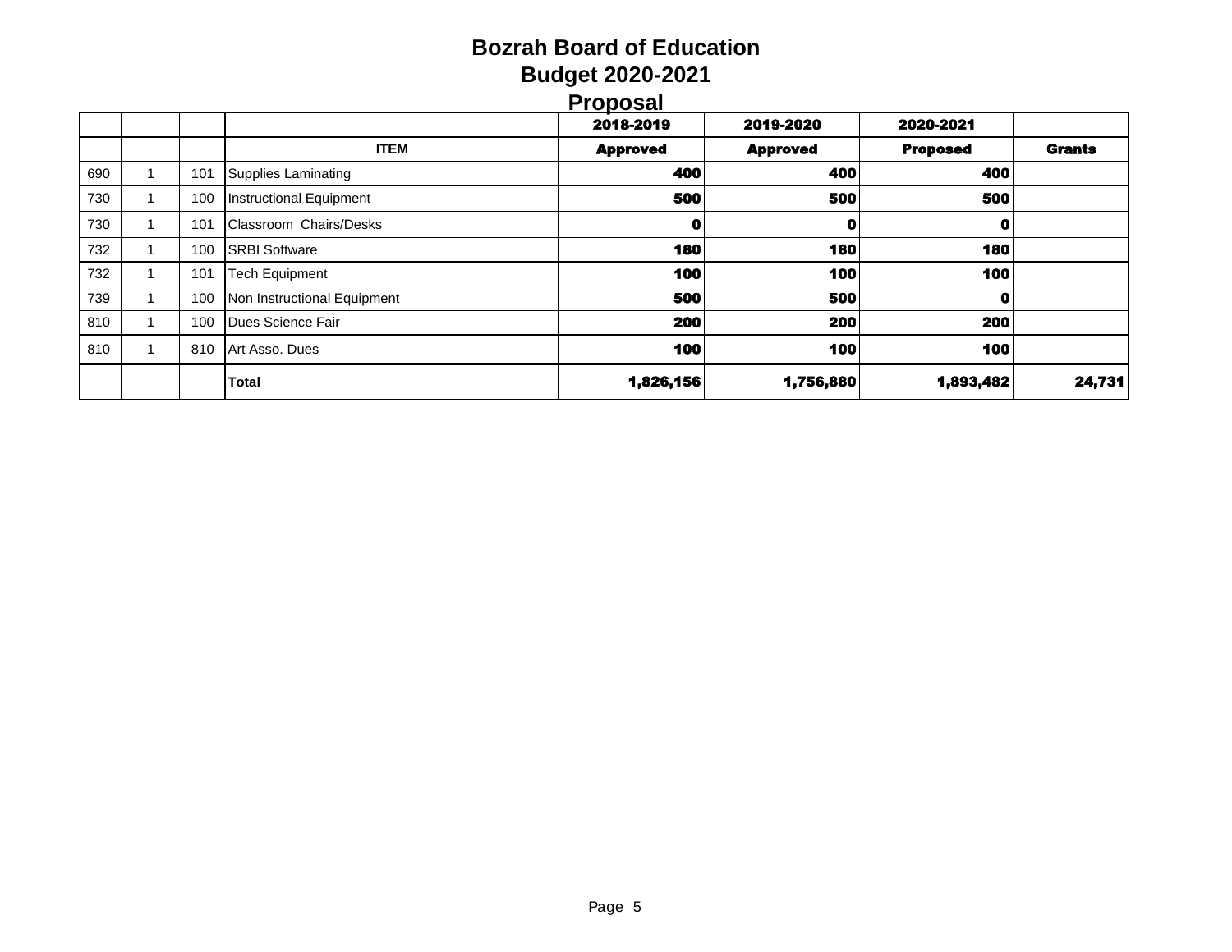# Bozrah Board of Education
## Budget 2020-2021
## Proposal

| | | | ITEM | 2018-2019 Approved | 2019-2020 Approved | 2020-2021 Proposed | Grants |
|---|---|---|---|---|---|---|---|
| 690 | 1 | 101 | Supplies Laminating | 400 | 400 | 400 | |
| 730 | 1 | 100 | Instructional Equipment | 500 | 500 | 500 | |
| 730 | 1 | 101 | Classroom Chairs/Desks | 0 | 0 | 0 | |
| 732 | 1 | 100 | SRBI Software | 180 | 180 | 180 | |
| 732 | 1 | 101 | Tech Equipment | 100 | 100 | 100 | |
| 739 | 1 | 100 | Non Instructional Equipment | 500 | 500 | 0 | |
| 810 | 1 | 100 | Dues Science Fair | 200 | 200 | 200 | |
| 810 | 1 | 810 | Art Asso. Dues | 100 | 100 | 100 | |
| | | | **Total** | 1,826,156 | 1,756,880 | 1,893,482 | 24,731 |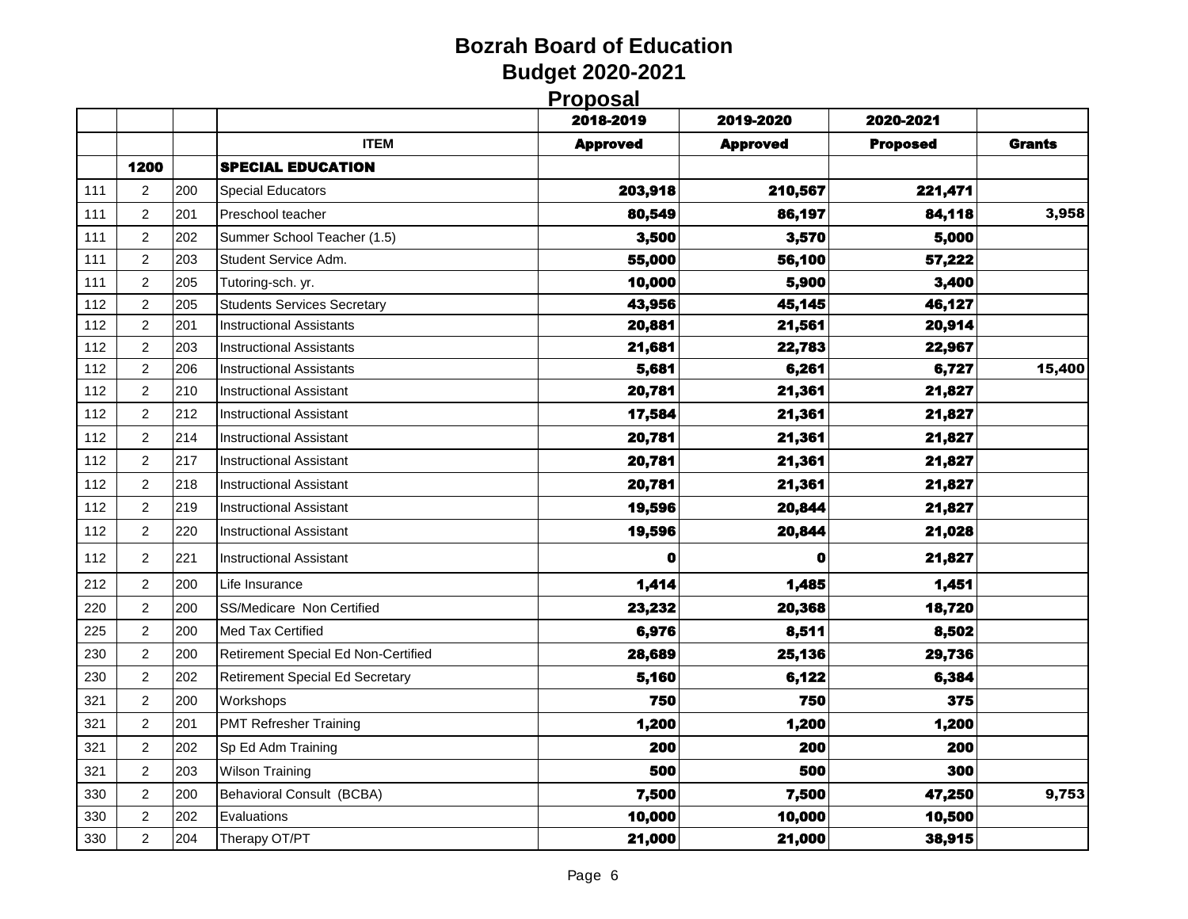# Bozrah Board of Education
## Budget 2020-2021
### Proposal

| | | | | 2018-2019 | 2019-2020 | 2020-2021 | |
|---|---|---|---|---|---|---|---|
| | | | **ITEM** | **Approved** | **Approved** | **Proposed** | **Grants** |
| | **1200** | | **SPECIAL EDUCATION** | | | | |
| 111 | 2 | 200 | Special Educators | 203,918 | 210,567 | 221,471 | |
| 111 | 2 | 201 | Preschool teacher | 80,549 | 86,197 | 84,118 | 3,958 |
| 111 | 2 | 202 | Summer School Teacher (1.5) | 3,500 | 3,570 | 5,000 | |
| 111 | 2 | 203 | Student Service Adm. | 55,000 | 56,100 | 57,222 | |
| 111 | 2 | 205 | Tutoring-sch. yr. | 10,000 | 5,900 | 3,400 | |
| 112 | 2 | 205 | Students Services Secretary | 43,956 | 45,145 | 46,127 | |
| 112 | 2 | 201 | Instructional Assistants | 20,881 | 21,561 | 20,914 | |
| 112 | 2 | 203 | Instructional Assistants | 21,681 | 22,783 | 22,967 | |
| 112 | 2 | 206 | Instructional Assistants | 5,681 | 6,261 | 6,727 | 15,400 |
| 112 | 2 | 210 | Instructional Assistant | 20,781 | 21,361 | 21,827 | |
| 112 | 2 | 212 | Instructional Assistant | 17,584 | 21,361 | 21,827 | |
| 112 | 2 | 214 | Instructional Assistant | 20,781 | 21,361 | 21,827 | |
| 112 | 2 | 217 | Instructional Assistant | 20,781 | 21,361 | 21,827 | |
| 112 | 2 | 218 | Instructional Assistant | 20,781 | 21,361 | 21,827 | |
| 112 | 2 | 219 | Instructional Assistant | 19,596 | 20,844 | 21,827 | |
| 112 | 2 | 220 | Instructional Assistant | 19,596 | 20,844 | 21,028 | |
| 112 | 2 | 221 | Instructional Assistant | 0 | 0 | 21,827 | |
| 212 | 2 | 200 | Life Insurance | 1,414 | 1,485 | 1,451 | |
| 220 | 2 | 200 | SS/Medicare Non Certified | 23,232 | 20,368 | 18,720 | |
| 225 | 2 | 200 | Med Tax Certified | 6,976 | 8,511 | 8,502 | |
| 230 | 2 | 200 | Retirement Special Ed Non-Certified | 28,689 | 25,136 | 29,736 | |
| 230 | 2 | 202 | Retirement Special Ed Secretary | 5,160 | 6,122 | 6,384 | |
| 321 | 2 | 200 | Workshops | 750 | 750 | 375 | |
| 321 | 2 | 201 | PMT Refresher Training | 1,200 | 1,200 | 1,200 | |
| 321 | 2 | 202 | Sp Ed Adm Training | 200 | 200 | 200 | |
| 321 | 2 | 203 | Wilson Training | 500 | 500 | 300 | |
| 330 | 2 | 200 | Behavioral Consult (BCBA) | 7,500 | 7,500 | 47,250 | 9,753 |
| 330 | 2 | 202 | Evaluations | 10,000 | 10,000 | 10,500 | |
| 330 | 2 | 204 | Therapy OT/PT | 21,000 | 21,000 | 38,915 | |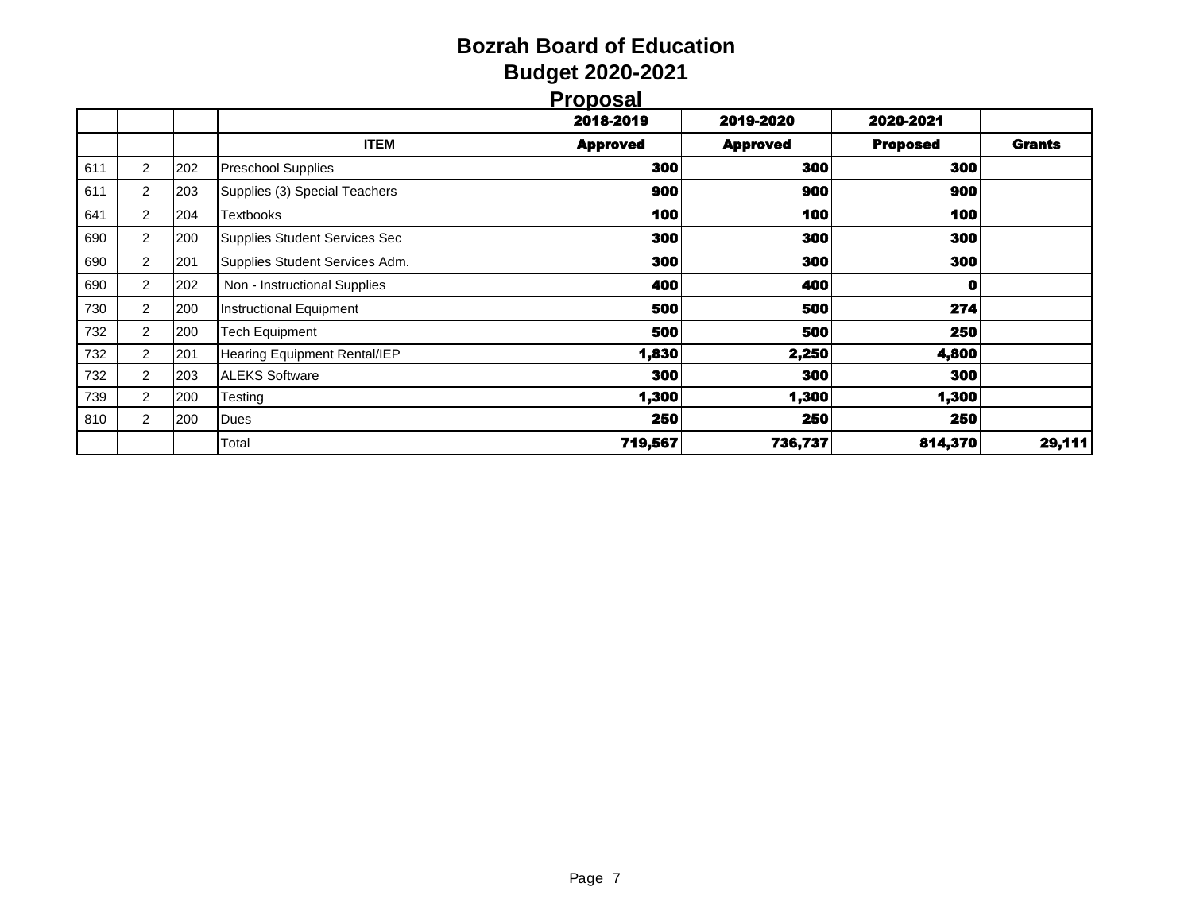# Bozrah Board of Education
## Budget 2020-2021
### Proposal

| | | | | 2018-2019 | 2019-2020 | 2020-2021 | |
|---|---|---|---|---|---|---|---|
| | | | ITEM | Approved | Approved | Proposed | Grants |
| 611 | 2 | 202 | Preschool Supplies | 300 | 300 | 300 | |
| 611 | 2 | 203 | Supplies (3) Special Teachers | 900 | 900 | 900 | |
| 641 | 2 | 204 | Textbooks | 100 | 100 | 100 | |
| 690 | 2 | 200 | Supplies Student Services Sec | 300 | 300 | 300 | |
| 690 | 2 | 201 | Supplies Student Services Adm. | 300 | 300 | 300 | |
| 690 | 2 | 202 | Non - Instructional Supplies | 400 | 400 | 0 | |
| 730 | 2 | 200 | Instructional Equipment | 500 | 500 | 274 | |
| 732 | 2 | 200 | Tech Equipment | 500 | 500 | 250 | |
| 732 | 2 | 201 | Hearing Equipment Rental/IEP | 1,830 | 2,250 | 4,800 | |
| 732 | 2 | 203 | ALEKS Software | 300 | 300 | 300 | |
| 739 | 2 | 200 | Testing | 1,300 | 1,300 | 1,300 | |
| 810 | 2 | 200 | Dues | 250 | 250 | 250 | |
| | | | Total | 719,567 | 736,737 | 814,370 | 29,111 |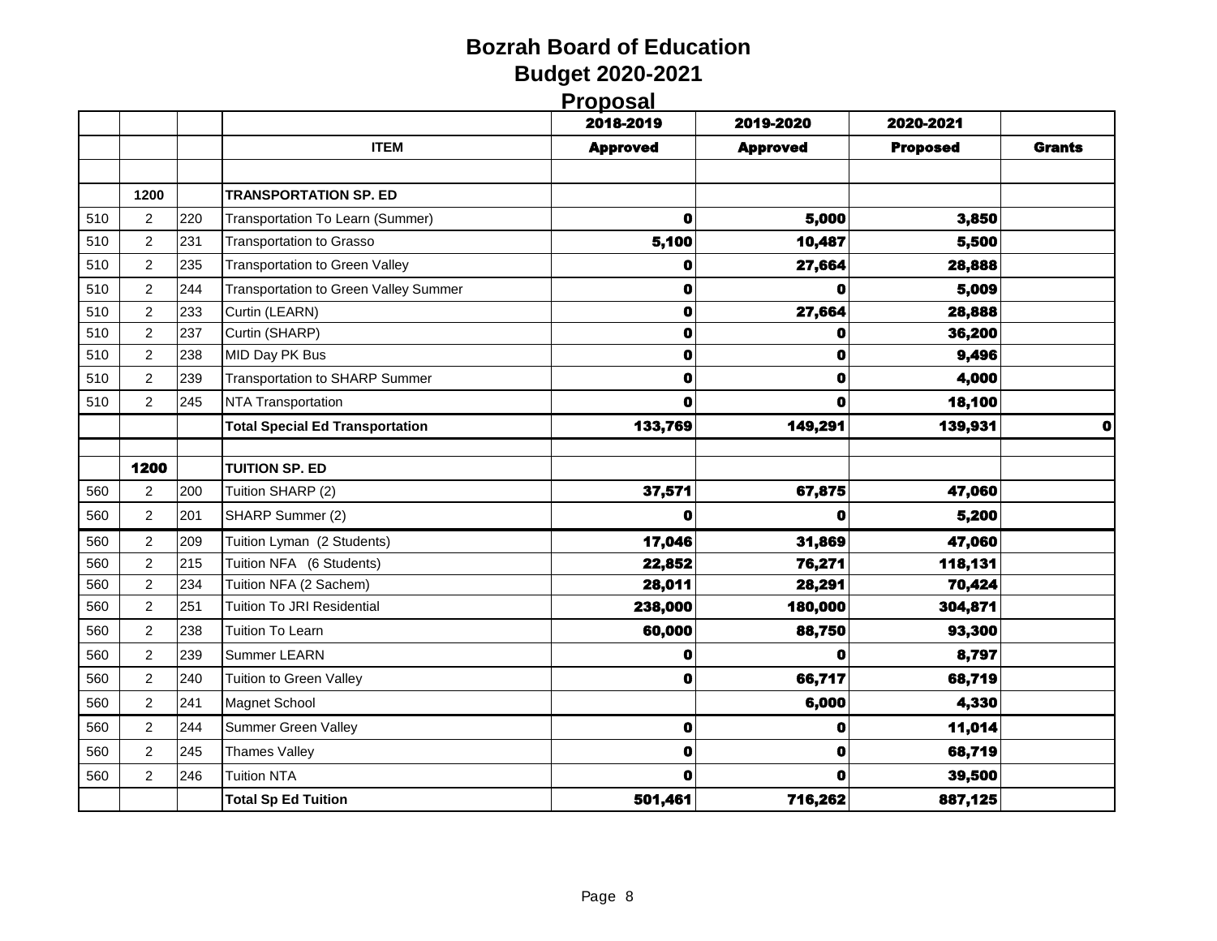# Bozrah Board of Education
## Budget 2020-2021
## Proposal

| | | | | 2018-2019 | 2019-2020 | 2020-2021 | |
|---|---|---|---|---|---|---|---|
| | | | **ITEM** | **Approved** | **Approved** | **Proposed** | **Grants** |
| | | | | | | | |
| | **1200** | | **TRANSPORTATION SP. ED** | | | | |
| 510 | 2 | 220 | Transportation To Learn (Summer) | **0** | **5,000** | **3,850** | |
| 510 | 2 | 231 | Transportation to Grasso | **5,100** | **10,487** | **5,500** | |
| 510 | 2 | 235 | Transportation to Green Valley | **0** | **27,664** | **28,888** | |
| 510 | 2 | 244 | Transportation to Green Valley Summer | **0** | **0** | **5,009** | |
| 510 | 2 | 233 | Curtin (LEARN) | **0** | **27,664** | **28,888** | |
| 510 | 2 | 237 | Curtin (SHARP) | **0** | **0** | **36,200** | |
| 510 | 2 | 238 | MID Day PK Bus | **0** | **0** | **9,496** | |
| 510 | 2 | 239 | Transportation to SHARP Summer | **0** | **0** | **4,000** | |
| 510 | 2 | 245 | NTA Transportation | **0** | **0** | **18,100** | |
| | | | **Total Special Ed Transportation** | **133,769** | **149,291** | **139,931** | **0** |
| | | | | | | | |
| | **1200** | | **TUITION SP. ED** | | | | |
| 560 | 2 | 200 | Tuition SHARP (2) | **37,571** | **67,875** | **47,060** | |
| 560 | 2 | 201 | SHARP Summer (2) | **0** | **0** | **5,200** | |
| 560 | 2 | 209 | Tuition Lyman (2 Students) | **17,046** | **31,869** | **47,060** | |
| 560 | 2 | 215 | Tuition NFA (6 Students) | **22,852** | **76,271** | **118,131** | |
| 560 | 2 | 234 | Tuition NFA (2 Sachem) | **28,011** | **28,291** | **70,424** | |
| 560 | 2 | 251 | Tuition To JRI Residential | **238,000** | **180,000** | **304,871** | |
| 560 | 2 | 238 | Tuition To Learn | **60,000** | **88,750** | **93,300** | |
| 560 | 2 | 239 | Summer LEARN | **0** | **0** | **8,797** | |
| 560 | 2 | 240 | Tuition to Green Valley | **0** | **66,717** | **68,719** | |
| 560 | 2 | 241 | Magnet School | | **6,000** | **4,330** | |
| 560 | 2 | 244 | Summer Green Valley | **0** | **0** | **11,014** | |
| 560 | 2 | 245 | Thames Valley | **0** | **0** | **68,719** | |
| 560 | 2 | 246 | Tuition NTA | **0** | **0** | **39,500** | |
| | | | **Total Sp Ed Tuition** | **501,461** | **716,262** | **887,125** | |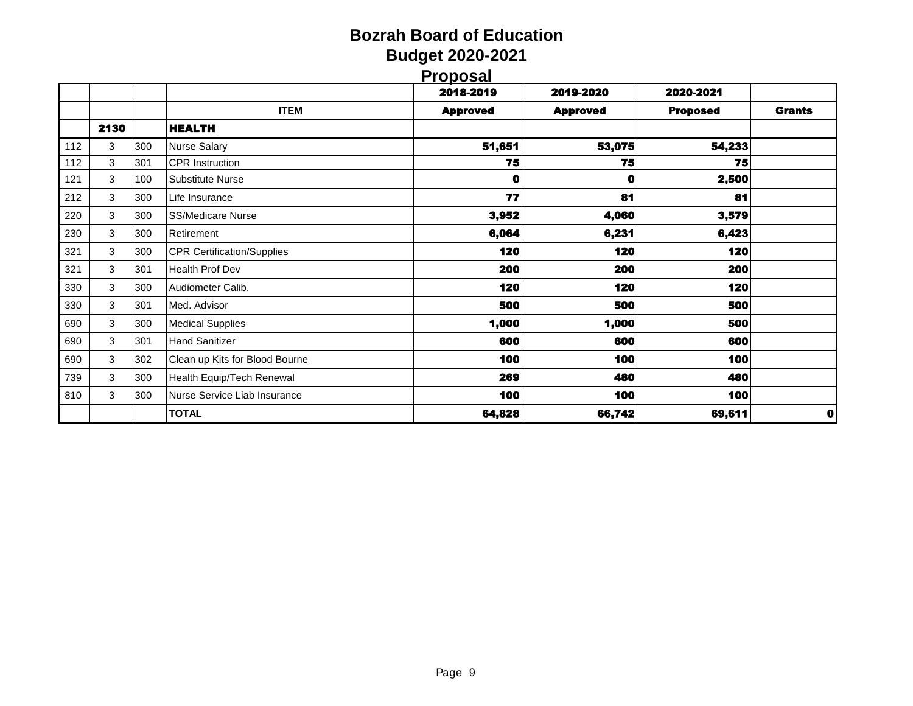# Bozrah Board of Education
## Budget 2020-2021
## Proposal

| | | | ITEM | 2018-2019 Approved | 2019-2020 Approved | 2020-2021 Proposed | Grants |
|---|---|---|---|---|---|---|---|
| | **2130** | | **HEALTH** | | | | |
| 112 | 3 | 300 | Nurse Salary | **51,651** | **53,075** | **54,233** | |
| 112 | 3 | 301 | CPR Instruction | **75** | **75** | **75** | |
| 121 | 3 | 100 | Substitute Nurse | **0** | **0** | **2,500** | |
| 212 | 3 | 300 | Life Insurance | **77** | **81** | **81** | |
| 220 | 3 | 300 | SS/Medicare Nurse | **3,952** | **4,060** | **3,579** | |
| 230 | 3 | 300 | Retirement | **6,064** | **6,231** | **6,423** | |
| 321 | 3 | 300 | CPR Certification/Supplies | **120** | **120** | **120** | |
| 321 | 3 | 301 | Health Prof Dev | **200** | **200** | **200** | |
| 330 | 3 | 300 | Audiometer Calib. | **120** | **120** | **120** | |
| 330 | 3 | 301 | Med. Advisor | **500** | **500** | **500** | |
| 690 | 3 | 300 | Medical Supplies | **1,000** | **1,000** | **500** | |
| 690 | 3 | 301 | Hand Sanitizer | **600** | **600** | **600** | |
| 690 | 3 | 302 | Clean up Kits for Blood Bourne | **100** | **100** | **100** | |
| 739 | 3 | 300 | Health Equip/Tech Renewal | **269** | **480** | **480** | |
| 810 | 3 | 300 | Nurse Service Liab Insurance | **100** | **100** | **100** | |
| | | | **TOTAL** | **64,828** | **66,742** | **69,611** | **0** |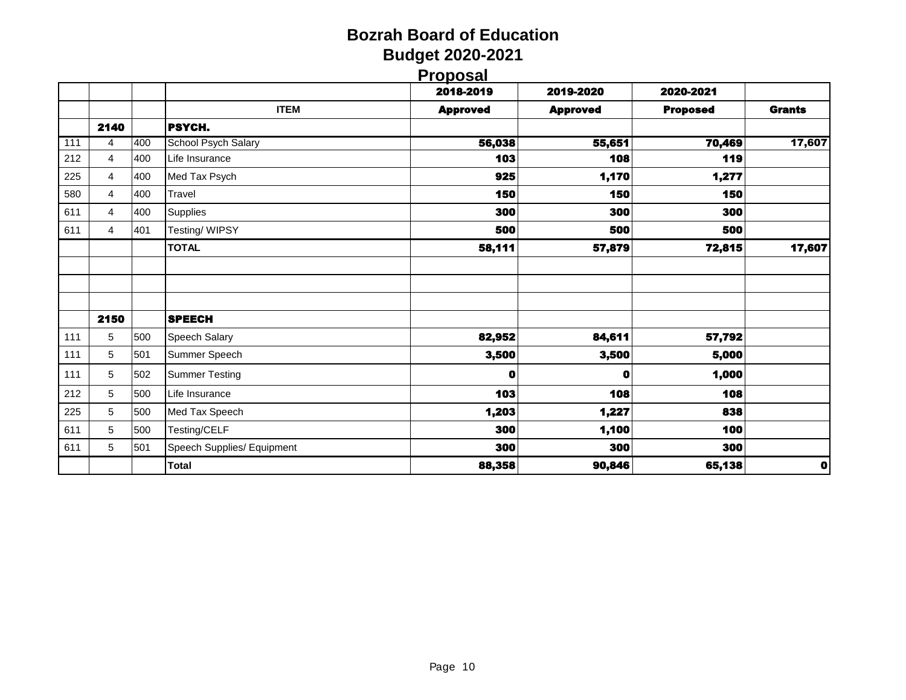# Bozrah Board of Education
## Budget 2020-2021
### Proposal

| | | | | 2018-2019 | 2019-2020 | 2020-2021 | |
|---|---|---|---|---|---|---|---|
| | | | **ITEM** | **Approved** | **Approved** | **Proposed** | **Grants** |
| | **2140** | | **PSYCH.** | | | | |
| 111 | 4 | 400 | School Psych Salary | **56,038** | **55,651** | **70,469** | **17,607** |
| 212 | 4 | 400 | Life Insurance | **103** | **108** | **119** | |
| 225 | 4 | 400 | Med Tax Psych | **925** | **1,170** | **1,277** | |
| 580 | 4 | 400 | Travel | **150** | **150** | **150** | |
| 611 | 4 | 400 | Supplies | **300** | **300** | **300** | |
| 611 | 4 | 401 | Testing/ WIPSY | **500** | **500** | **500** | |
| | | | **TOTAL** | **58,111** | **57,879** | **72,815** | **17,607** |
| | | | | | | | |
| | | | | | | | |
| | | | | | | | |
| | **2150** | | **SPEECH** | | | | |
| 111 | 5 | 500 | Speech Salary | **82,952** | **84,611** | **57,792** | |
| 111 | 5 | 501 | Summer Speech | **3,500** | **3,500** | **5,000** | |
| 111 | 5 | 502 | Summer Testing | **0** | **0** | **1,000** | |
| 212 | 5 | 500 | Life Insurance | **103** | **108** | **108** | |
| 225 | 5 | 500 | Med Tax Speech | **1,203** | **1,227** | **838** | |
| 611 | 5 | 500 | Testing/CELF | **300** | **1,100** | **100** | |
| 611 | 5 | 501 | Speech Supplies/ Equipment | **300** | **300** | **300** | |
| | | | **Total** | **88,358** | **90,846** | **65,138** | **0** |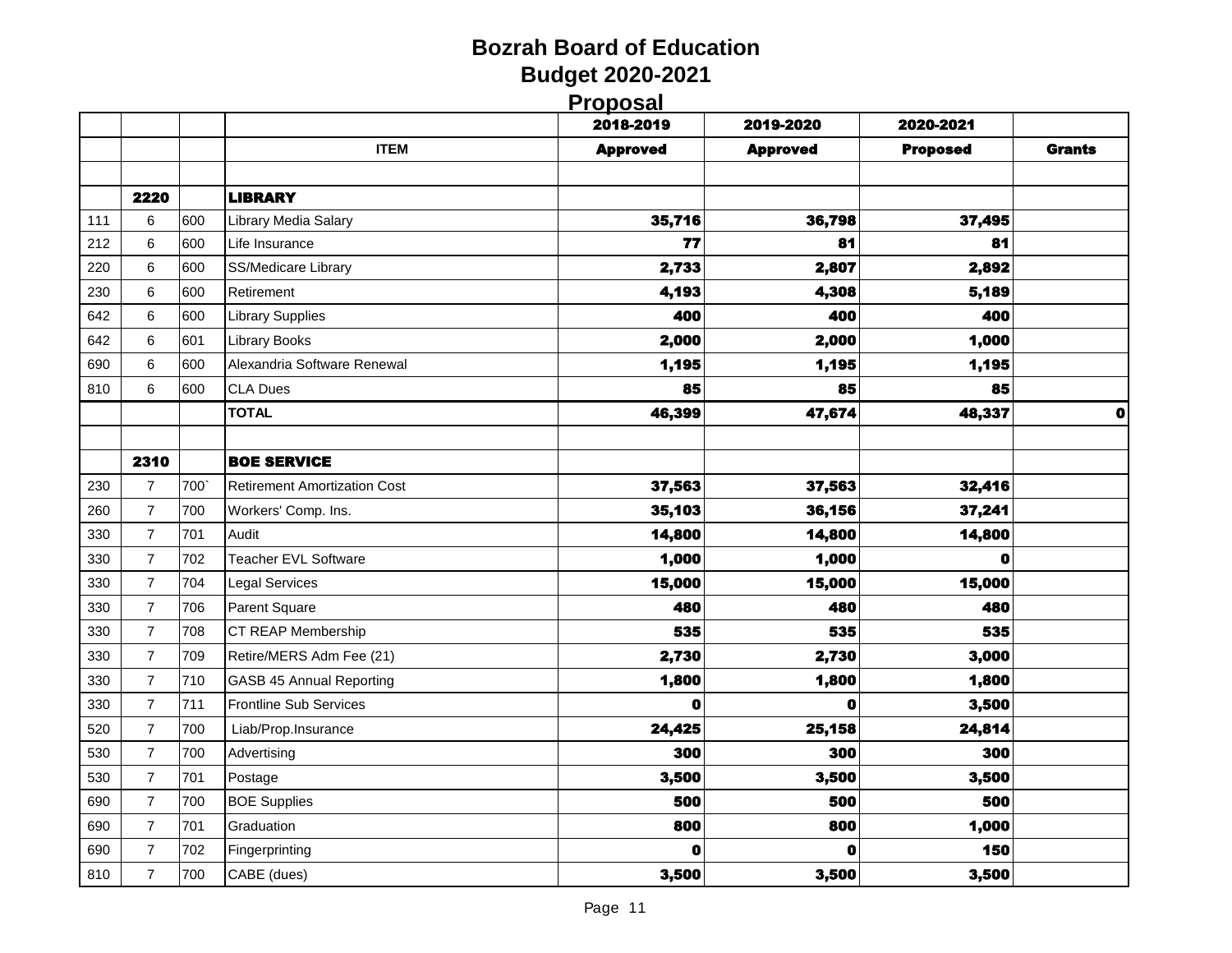# Bozrah Board of Education
## Budget 2020-2021
## Proposal

| | | | | 2018-2019 | 2019-2020 | 2020-2021 | |
|---|---|---|---|---|---|---|---|
| | | | ITEM | Approved | Approved | Proposed | Grants |
| | | | | | | | |
| | 2220 | | LIBRARY | | | | |
| 111 | 6 | 600 | Library Media Salary | 35,716 | 36,798 | 37,495 | |
| 212 | 6 | 600 | Life Insurance | 77 | 81 | 81 | |
| 220 | 6 | 600 | SS/Medicare Library | 2,733 | 2,807 | 2,892 | |
| 230 | 6 | 600 | Retirement | 4,193 | 4,308 | 5,189 | |
| 642 | 6 | 600 | Library Supplies | 400 | 400 | 400 | |
| 642 | 6 | 601 | Library Books | 2,000 | 2,000 | 1,000 | |
| 690 | 6 | 600 | Alexandria Software Renewal | 1,195 | 1,195 | 1,195 | |
| 810 | 6 | 600 | CLA Dues | 85 | 85 | 85 | |
| | | | TOTAL | 46,399 | 47,674 | 48,337 | 0 |
| | | | | | | | |
| | 2310 | | BOE SERVICE | | | | |
| 230 | 7 | 700` | Retirement Amortization Cost | 37,563 | 37,563 | 32,416 | |
| 260 | 7 | 700 | Workers' Comp. Ins. | 35,103 | 36,156 | 37,241 | |
| 330 | 7 | 701 | Audit | 14,800 | 14,800 | 14,800 | |
| 330 | 7 | 702 | Teacher EVL Software | 1,000 | 1,000 | 0 | |
| 330 | 7 | 704 | Legal Services | 15,000 | 15,000 | 15,000 | |
| 330 | 7 | 706 | Parent Square | 480 | 480 | 480 | |
| 330 | 7 | 708 | CT REAP Membership | 535 | 535 | 535 | |
| 330 | 7 | 709 | Retire/MERS Adm Fee (21) | 2,730 | 2,730 | 3,000 | |
| 330 | 7 | 710 | GASB 45 Annual Reporting | 1,800 | 1,800 | 1,800 | |
| 330 | 7 | 711 | Frontline Sub Services | 0 | 0 | 3,500 | |
| 520 | 7 | 700 | Liab/Prop.Insurance | 24,425 | 25,158 | 24,814 | |
| 530 | 7 | 700 | Advertising | 300 | 300 | 300 | |
| 530 | 7 | 701 | Postage | 3,500 | 3,500 | 3,500 | |
| 690 | 7 | 700 | BOE Supplies | 500 | 500 | 500 | |
| 690 | 7 | 701 | Graduation | 800 | 800 | 1,000 | |
| 690 | 7 | 702 | Fingerprinting | 0 | 0 | 150 | |
| 810 | 7 | 700 | CABE (dues) | 3,500 | 3,500 | 3,500 | |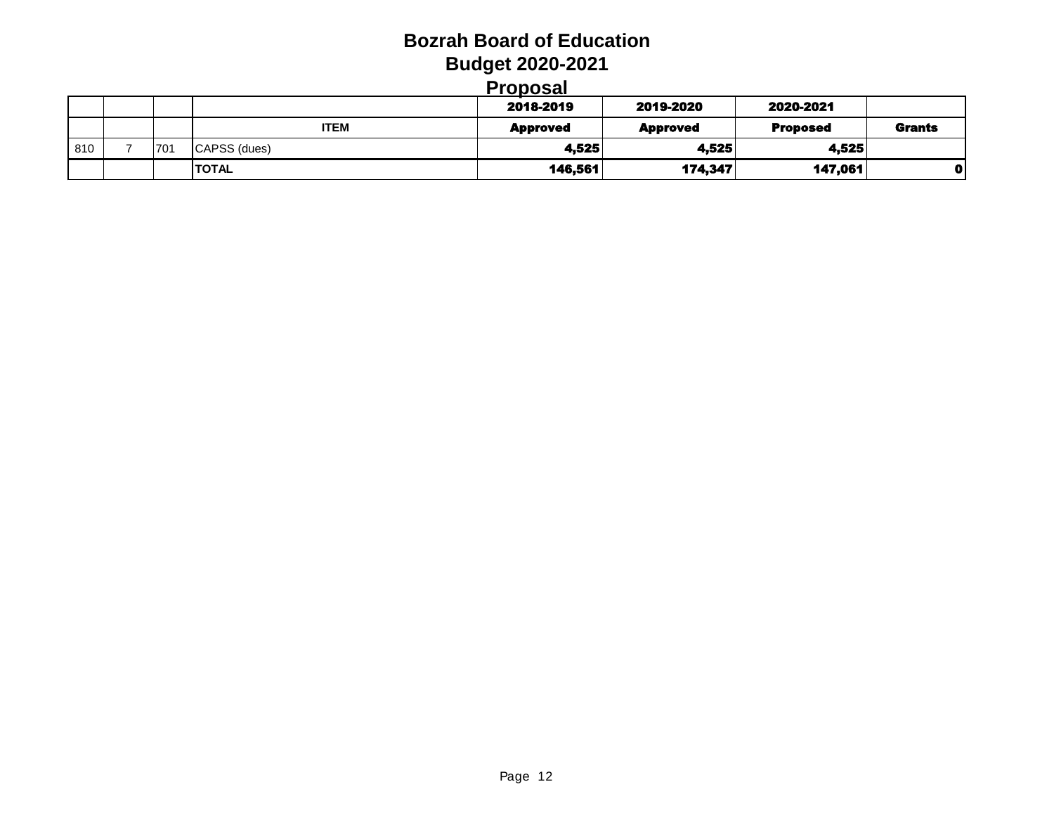# Bozrah Board of Education
## Budget 2020-2021
## Proposal

| | | | ITEM | 2018-2019 Approved | 2019-2020 Approved | 2020-2021 Proposed | Grants |
|---|---|---|---|---|---|---|---|
| 810 | 7 | 701 | CAPSS (dues) | **4,525** | **4,525** | **4,525** | |
| | | | **TOTAL** | **146,561** | **174,347** | **147,061** | **0** |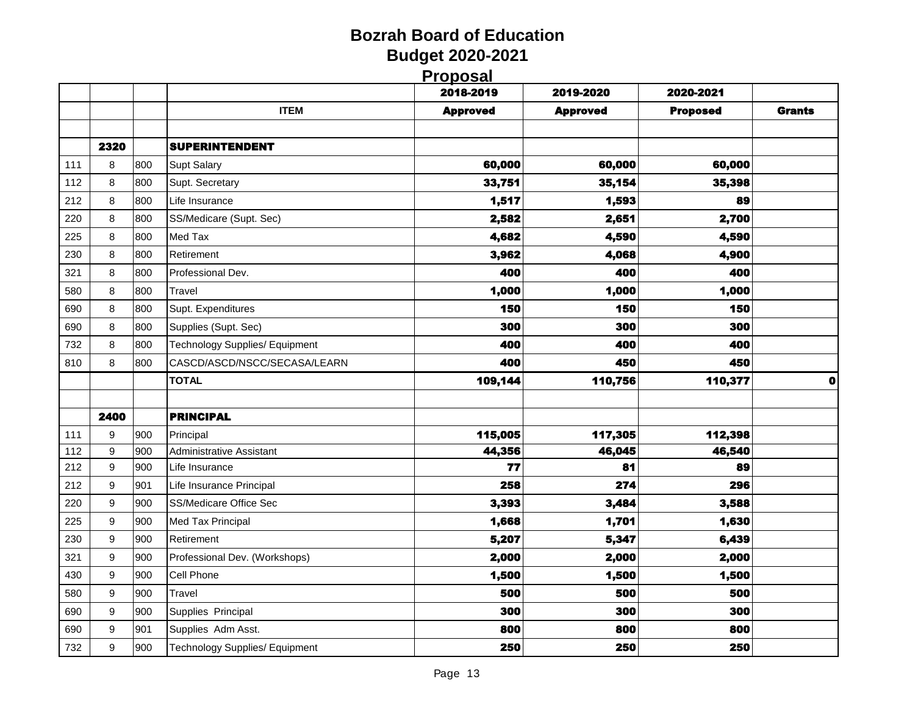# Bozrah Board of Education
## Budget 2020-2021
### Proposal

| | | | | 2018-2019 | 2019-2020 | 2020-2021 | |
|---|---|---|---|---|---|---|---|
| | | | **ITEM** | **Approved** | **Approved** | **Proposed** | **Grants** |
| | | | | | | | |
| | **2320** | | **SUPERINTENDENT** | | | | |
| 111 | 8 | 800 | Supt Salary | **60,000** | **60,000** | **60,000** | |
| 112 | 8 | 800 | Supt. Secretary | **33,751** | **35,154** | **35,398** | |
| 212 | 8 | 800 | Life Insurance | **1,517** | **1,593** | **89** | |
| 220 | 8 | 800 | SS/Medicare (Supt. Sec) | **2,582** | **2,651** | **2,700** | |
| 225 | 8 | 800 | Med Tax | **4,682** | **4,590** | **4,590** | |
| 230 | 8 | 800 | Retirement | **3,962** | **4,068** | **4,900** | |
| 321 | 8 | 800 | Professional Dev. | **400** | **400** | **400** | |
| 580 | 8 | 800 | Travel | **1,000** | **1,000** | **1,000** | |
| 690 | 8 | 800 | Supt. Expenditures | **150** | **150** | **150** | |
| 690 | 8 | 800 | Supplies (Supt. Sec) | **300** | **300** | **300** | |
| 732 | 8 | 800 | Technology Supplies/ Equipment | **400** | **400** | **400** | |
| 810 | 8 | 800 | CASCD/ASCD/NSCC/SECASA/LEARN | **400** | **450** | **450** | |
| | | | **TOTAL** | **109,144** | **110,756** | **110,377** | **0** |
| | | | | | | | |
| | **2400** | | **PRINCIPAL** | | | | |
| 111 | 9 | 900 | Principal | **115,005** | **117,305** | **112,398** | |
| 112 | 9 | 900 | Administrative Assistant | **44,356** | **46,045** | **46,540** | |
| 212 | 9 | 900 | Life Insurance | **77** | **81** | **89** | |
| 212 | 9 | 901 | Life Insurance Principal | **258** | **274** | **296** | |
| 220 | 9 | 900 | SS/Medicare Office Sec | **3,393** | **3,484** | **3,588** | |
| 225 | 9 | 900 | Med Tax Principal | **1,668** | **1,701** | **1,630** | |
| 230 | 9 | 900 | Retirement | **5,207** | **5,347** | **6,439** | |
| 321 | 9 | 900 | Professional Dev. (Workshops) | **2,000** | **2,000** | **2,000** | |
| 430 | 9 | 900 | Cell Phone | **1,500** | **1,500** | **1,500** | |
| 580 | 9 | 900 | Travel | **500** | **500** | **500** | |
| 690 | 9 | 900 | Supplies Principal | **300** | **300** | **300** | |
| 690 | 9 | 901 | Supplies Adm Asst. | **800** | **800** | **800** | |
| 732 | 9 | 900 | Technology Supplies/ Equipment | **250** | **250** | **250** | |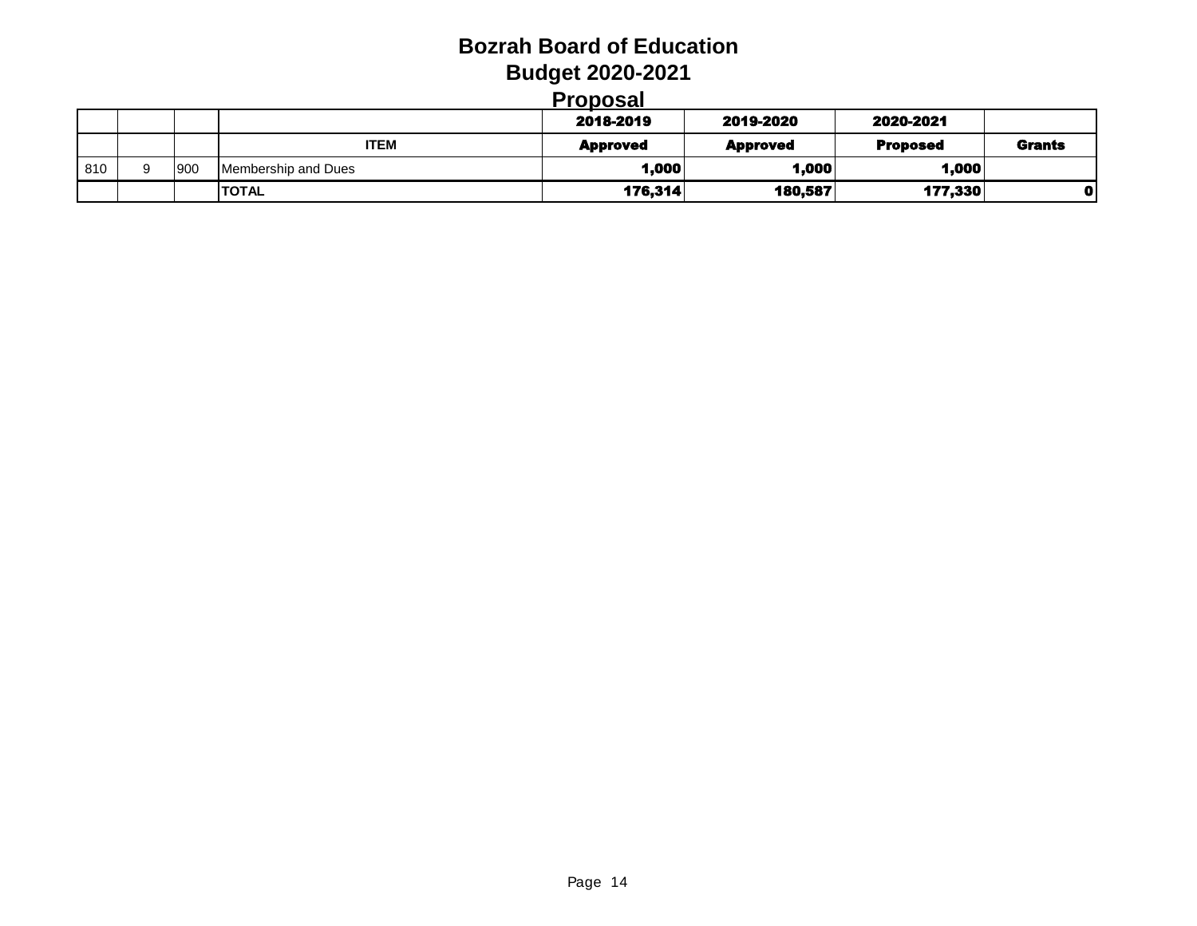# Bozrah Board of Education
## Budget 2020-2021
## Proposal

| | | | | 2018-2019 | 2019-2020 | 2020-2021 | |
|---|---|---|---|---|---|---|---|
| | | | **ITEM** | **Approved** | **Approved** | **Proposed** | **Grants** |
| 810 | 9 | 900 | Membership and Dues | **1,000** | **1,000** | **1,000** | |
| | | | **TOTAL** | **176,314** | **180,587** | **177,330** | **0** |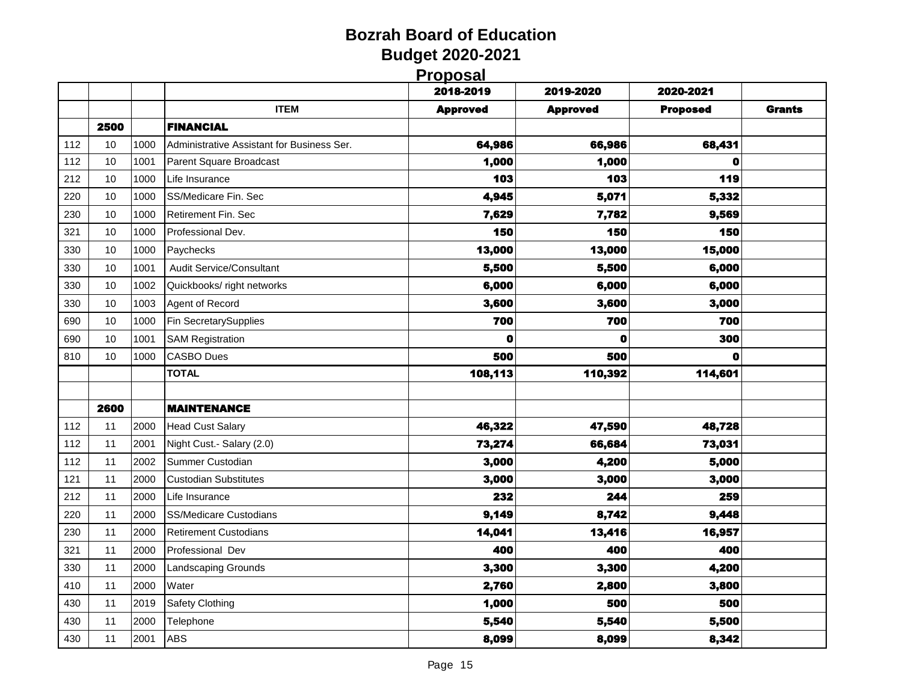# Bozrah Board of Education
## Budget 2020-2021
## Proposal

| | | | | 2018-2019 | 2019-2020 | 2020-2021 | |
|---|---|---|---|---|---|---|---|
| | | | **ITEM** | **Approved** | **Approved** | **Proposed** | **Grants** |
| | **2500** | | **FINANCIAL** | | | | |
| 112 | 10 | 1000 | Administrative Assistant for Business Ser. | **64,986** | **66,986** | **68,431** | |
| 112 | 10 | 1001 | Parent Square Broadcast | **1,000** | **1,000** | **0** | |
| 212 | 10 | 1000 | Life Insurance | **103** | **103** | **119** | |
| 220 | 10 | 1000 | SS/Medicare Fin. Sec | **4,945** | **5,071** | **5,332** | |
| 230 | 10 | 1000 | Retirement Fin. Sec | **7,629** | **7,782** | **9,569** | |
| 321 | 10 | 1000 | Professional Dev. | **150** | **150** | **150** | |
| 330 | 10 | 1000 | Paychecks | **13,000** | **13,000** | **15,000** | |
| 330 | 10 | 1001 | Audit Service/Consultant | **5,500** | **5,500** | **6,000** | |
| 330 | 10 | 1002 | Quickbooks/ right networks | **6,000** | **6,000** | **6,000** | |
| 330 | 10 | 1003 | Agent of Record | **3,600** | **3,600** | **3,000** | |
| 690 | 10 | 1000 | Fin SecretarySupplies | **700** | **700** | **700** | |
| 690 | 10 | 1001 | SAM Registration | **0** | **0** | **300** | |
| 810 | 10 | 1000 | CASBO Dues | **500** | **500** | **0** | |
| | | | **TOTAL** | **108,113** | **110,392** | **114,601** | |
| | | | | | | | |
| | **2600** | | **MAINTENANCE** | | | | |
| 112 | 11 | 2000 | Head Cust Salary | **46,322** | **47,590** | **48,728** | |
| 112 | 11 | 2001 | Night Cust.- Salary (2.0) | **73,274** | **66,684** | **73,031** | |
| 112 | 11 | 2002 | Summer Custodian | **3,000** | **4,200** | **5,000** | |
| 121 | 11 | 2000 | Custodian Substitutes | **3,000** | **3,000** | **3,000** | |
| 212 | 11 | 2000 | Life Insurance | **232** | **244** | **259** | |
| 220 | 11 | 2000 | SS/Medicare Custodians | **9,149** | **8,742** | **9,448** | |
| 230 | 11 | 2000 | Retirement Custodians | **14,041** | **13,416** | **16,957** | |
| 321 | 11 | 2000 | Professional Dev | **400** | **400** | **400** | |
| 330 | 11 | 2000 | Landscaping Grounds | **3,300** | **3,300** | **4,200** | |
| 410 | 11 | 2000 | Water | **2,760** | **2,800** | **3,800** | |
| 430 | 11 | 2019 | Safety Clothing | **1,000** | **500** | **500** | |
| 430 | 11 | 2000 | Telephone | **5,540** | **5,540** | **5,500** | |
| 430 | 11 | 2001 | ABS | **8,099** | **8,099** | **8,342** | |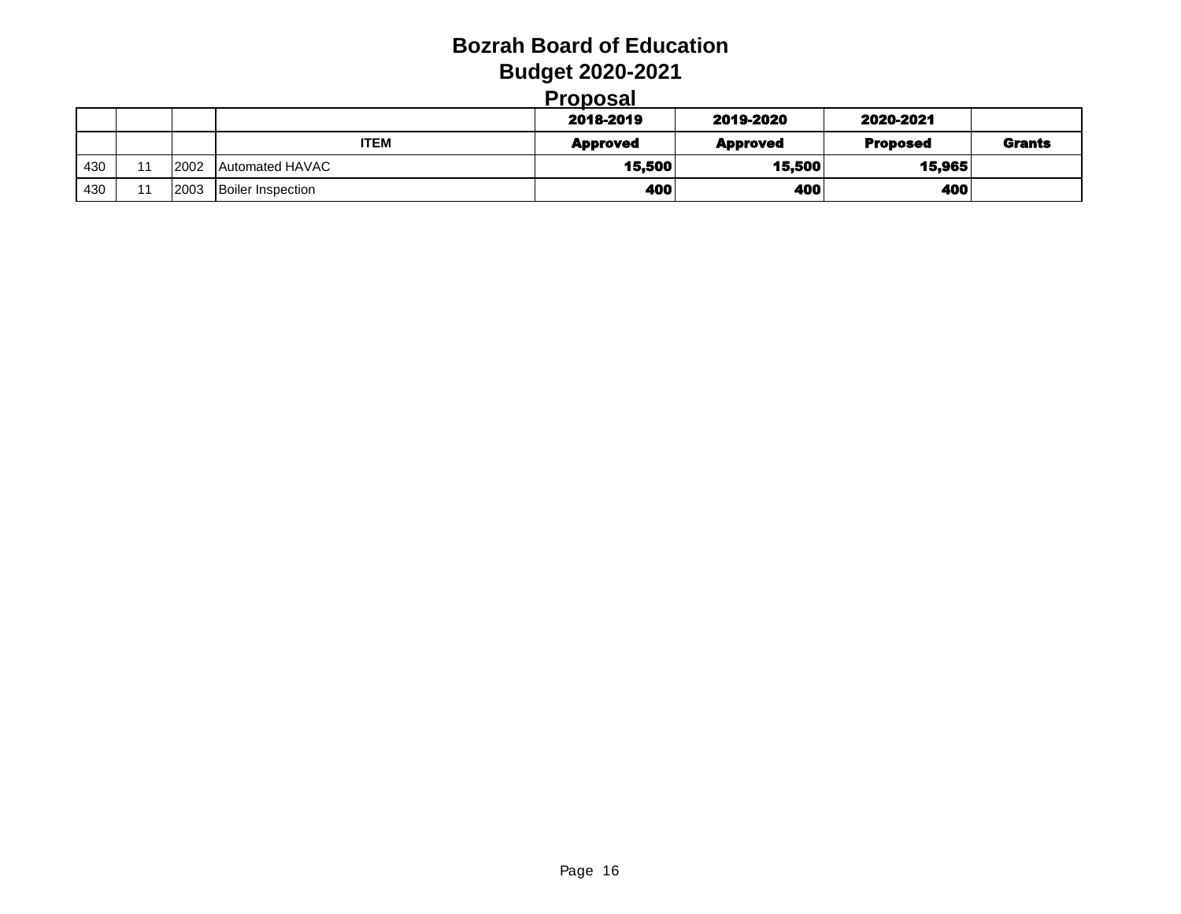# Bozrah Board of Education
## Budget 2020-2021
## Proposal

| | | | | 2018-2019 | 2019-2020 | 2020-2021 | |
|---|---|---|---|---|---|---|---|
| | | | ITEM | Approved | Approved | Proposed | Grants |
| 430 | 11 | 2002 | Automated HAVAC | 15,500 | 15,500 | 15,965 | |
| 430 | 11 | 2003 | Boiler Inspection | 400 | 400 | 400 | |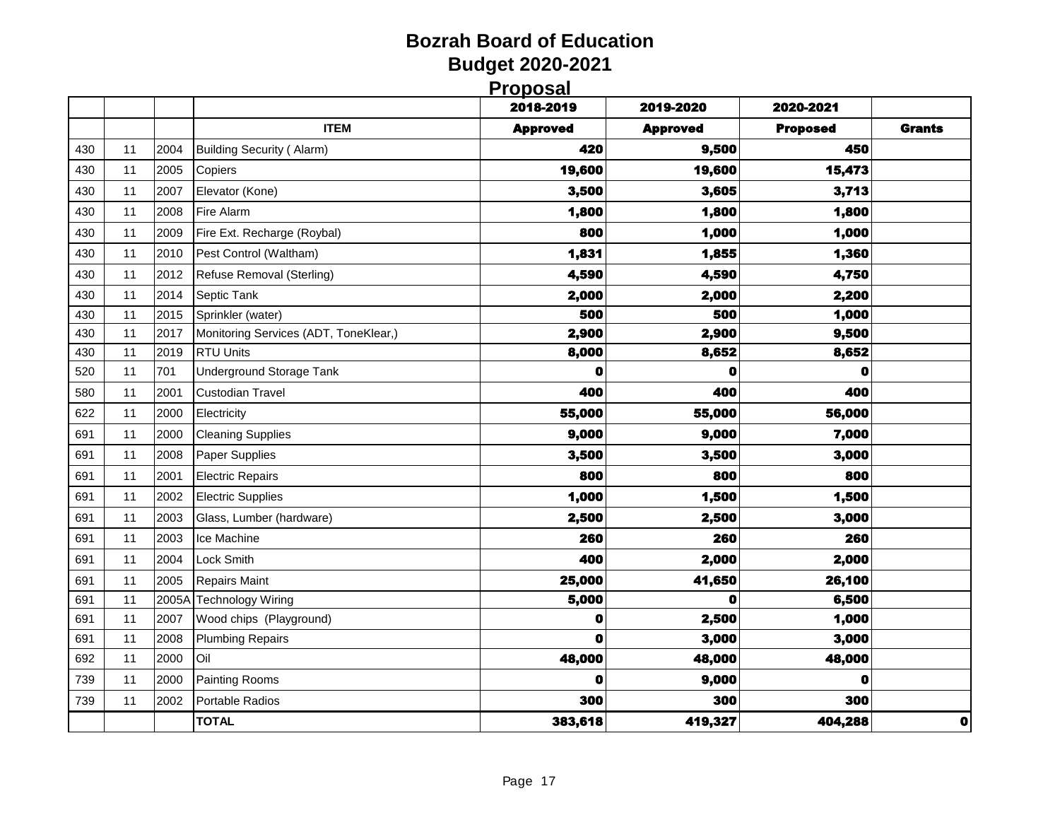# Bozrah Board of Education
## Budget 2020-2021
## Proposal

| | | | | 2018-2019 | 2019-2020 | 2020-2021 | |
|---|---|---|---|---|---|---|---|
| | | | **ITEM** | **Approved** | **Approved** | **Proposed** | **Grants** |
| 430 | 11 | 2004 | Building Security ( Alarm) | 420 | 9,500 | 450 | |
| 430 | 11 | 2005 | Copiers | 19,600 | 19,600 | 15,473 | |
| 430 | 11 | 2007 | Elevator (Kone) | 3,500 | 3,605 | 3,713 | |
| 430 | 11 | 2008 | Fire Alarm | 1,800 | 1,800 | 1,800 | |
| 430 | 11 | 2009 | Fire Ext. Recharge (Roybal) | 800 | 1,000 | 1,000 | |
| 430 | 11 | 2010 | Pest Control (Waltham) | 1,831 | 1,855 | 1,360 | |
| 430 | 11 | 2012 | Refuse Removal (Sterling) | 4,590 | 4,590 | 4,750 | |
| 430 | 11 | 2014 | Septic Tank | 2,000 | 2,000 | 2,200 | |
| 430 | 11 | 2015 | Sprinkler (water) | 500 | 500 | 1,000 | |
| 430 | 11 | 2017 | Monitoring Services (ADT, ToneKlear,) | 2,900 | 2,900 | 9,500 | |
| 430 | 11 | 2019 | RTU Units | 8,000 | 8,652 | 8,652 | |
| 520 | 11 | 701 | Underground Storage Tank | 0 | 0 | 0 | |
| 580 | 11 | 2001 | Custodian Travel | 400 | 400 | 400 | |
| 622 | 11 | 2000 | Electricity | 55,000 | 55,000 | 56,000 | |
| 691 | 11 | 2000 | Cleaning Supplies | 9,000 | 9,000 | 7,000 | |
| 691 | 11 | 2008 | Paper Supplies | 3,500 | 3,500 | 3,000 | |
| 691 | 11 | 2001 | Electric Repairs | 800 | 800 | 800 | |
| 691 | 11 | 2002 | Electric Supplies | 1,000 | 1,500 | 1,500 | |
| 691 | 11 | 2003 | Glass, Lumber (hardware) | 2,500 | 2,500 | 3,000 | |
| 691 | 11 | 2003 | Ice Machine | 260 | 260 | 260 | |
| 691 | 11 | 2004 | Lock Smith | 400 | 2,000 | 2,000 | |
| 691 | 11 | 2005 | Repairs Maint | 25,000 | 41,650 | 26,100 | |
| 691 | 11 | 2005A | Technology Wiring | 5,000 | 0 | 6,500 | |
| 691 | 11 | 2007 | Wood chips (Playground) | 0 | 2,500 | 1,000 | |
| 691 | 11 | 2008 | Plumbing Repairs | 0 | 3,000 | 3,000 | |
| 692 | 11 | 2000 | Oil | 48,000 | 48,000 | 48,000 | |
| 739 | 11 | 2000 | Painting Rooms | 0 | 9,000 | 0 | |
| 739 | 11 | 2002 | Portable Radios | 300 | 300 | 300 | |
| | | | **TOTAL** | 383,618 | 419,327 | 404,288 | 0 |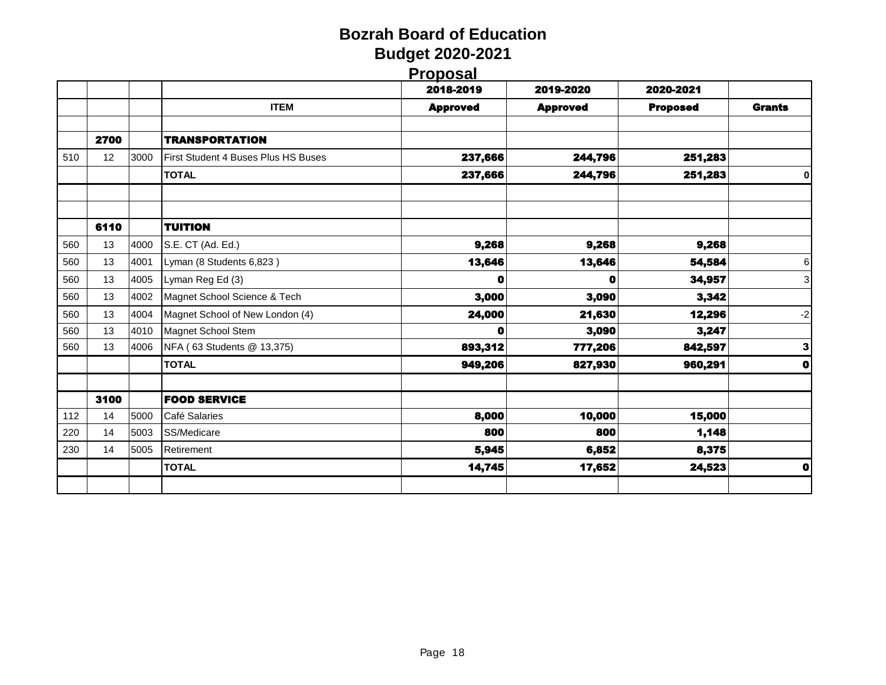# Bozrah Board of Education
## Budget 2020-2021
## Proposal

| | | | ITEM | 2018-2019 Approved | 2019-2020 Approved | 2020-2021 Proposed | Grants |
|---|---|---|---|---|---|---|---|
| | | | | | | | |
| | **2700** | | **TRANSPORTATION** | | | | |
| 510 | 12 | 3000 | First Student 4 Buses Plus HS Buses | **237,666** | **244,796** | **251,283** | |
| | | | **TOTAL** | **237,666** | **244,796** | **251,283** | 0 |
| | | | | | | | |
| | | | | | | | |
| | **6110** | | **TUITION** | | | | |
| 560 | 13 | 4000 | S.E. CT (Ad. Ed.) | **9,268** | **9,268** | **9,268** | |
| 560 | 13 | 4001 | Lyman (8 Students 6,823 ) | **13,646** | **13,646** | **54,584** | 6 |
| 560 | 13 | 4005 | Lyman Reg Ed (3) | **0** | **0** | **34,957** | 3 |
| 560 | 13 | 4002 | Magnet School Science & Tech | **3,000** | **3,090** | **3,342** | |
| 560 | 13 | 4004 | Magnet School of New London (4) | **24,000** | **21,630** | **12,296** | -2 |
| 560 | 13 | 4010 | Magnet School Stem | **0** | **3,090** | **3,247** | |
| 560 | 13 | 4006 | NFA ( 63 Students @ 13,375) | **893,312** | **777,206** | **842,597** | **3** |
| | | | **TOTAL** | **949,206** | **827,930** | **960,291** | **0** |
| | | | | | | | |
| | **3100** | | **FOOD SERVICE** | | | | |
| 112 | 14 | 5000 | Café Salaries | **8,000** | **10,000** | **15,000** | |
| 220 | 14 | 5003 | SS/Medicare | **800** | **800** | **1,148** | |
| 230 | 14 | 5005 | Retirement | **5,945** | **6,852** | **8,375** | |
| | | | **TOTAL** | **14,745** | **17,652** | **24,523** | **0** |
| | | | | | | | |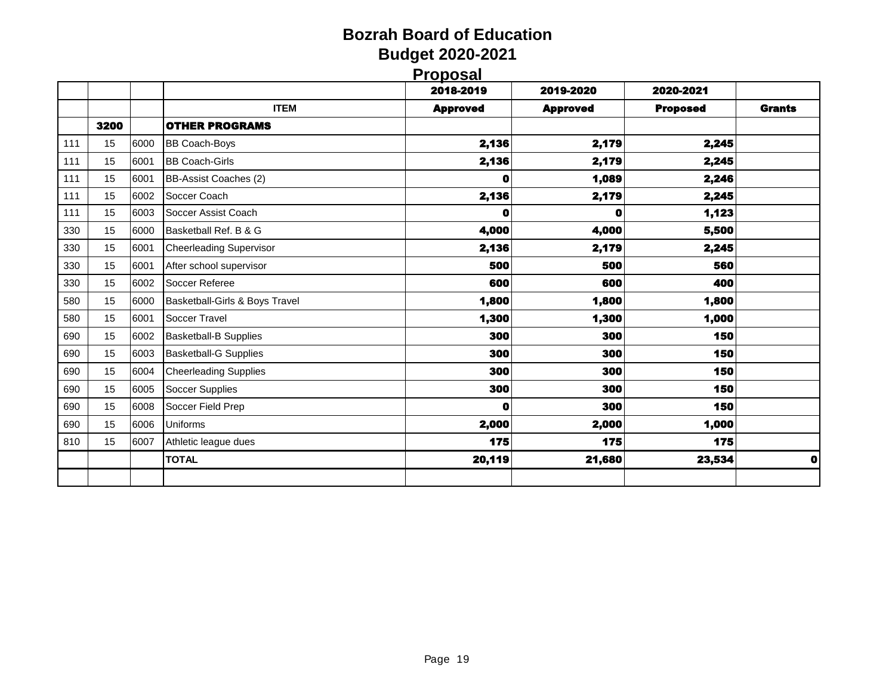# Bozrah Board of Education
## Budget 2020-2021
### Proposal

| | | | ITEM | 2018-2019 Approved | 2019-2020 Approved | 2020-2021 Proposed | Grants |
|---|---|---|---|---|---|---|---|
| | 3200 | | **OTHER PROGRAMS** | | | | |
| 111 | 15 | 6000 | BB Coach-Boys | 2,136 | 2,179 | 2,245 | |
| 111 | 15 | 6001 | BB Coach-Girls | 2,136 | 2,179 | 2,245 | |
| 111 | 15 | 6001 | BB-Assist Coaches (2) | 0 | 1,089 | 2,246 | |
| 111 | 15 | 6002 | Soccer Coach | 2,136 | 2,179 | 2,245 | |
| 111 | 15 | 6003 | Soccer Assist Coach | 0 | 0 | 1,123 | |
| 330 | 15 | 6000 | Basketball Ref. B & G | 4,000 | 4,000 | 5,500 | |
| 330 | 15 | 6001 | Cheerleading Supervisor | 2,136 | 2,179 | 2,245 | |
| 330 | 15 | 6001 | After school supervisor | 500 | 500 | 560 | |
| 330 | 15 | 6002 | Soccer Referee | 600 | 600 | 400 | |
| 580 | 15 | 6000 | Basketball-Girls & Boys Travel | 1,800 | 1,800 | 1,800 | |
| 580 | 15 | 6001 | Soccer Travel | 1,300 | 1,300 | 1,000 | |
| 690 | 15 | 6002 | Basketball-B Supplies | 300 | 300 | 150 | |
| 690 | 15 | 6003 | Basketball-G Supplies | 300 | 300 | 150 | |
| 690 | 15 | 6004 | Cheerleading Supplies | 300 | 300 | 150 | |
| 690 | 15 | 6005 | Soccer Supplies | 300 | 300 | 150 | |
| 690 | 15 | 6008 | Soccer Field Prep | 0 | 300 | 150 | |
| 690 | 15 | 6006 | Uniforms | 2,000 | 2,000 | 1,000 | |
| 810 | 15 | 6007 | Athletic league dues | 175 | 175 | 175 | |
| | | | **TOTAL** | 20,119 | 21,680 | 23,534 | 0 |
| | | | | | | | |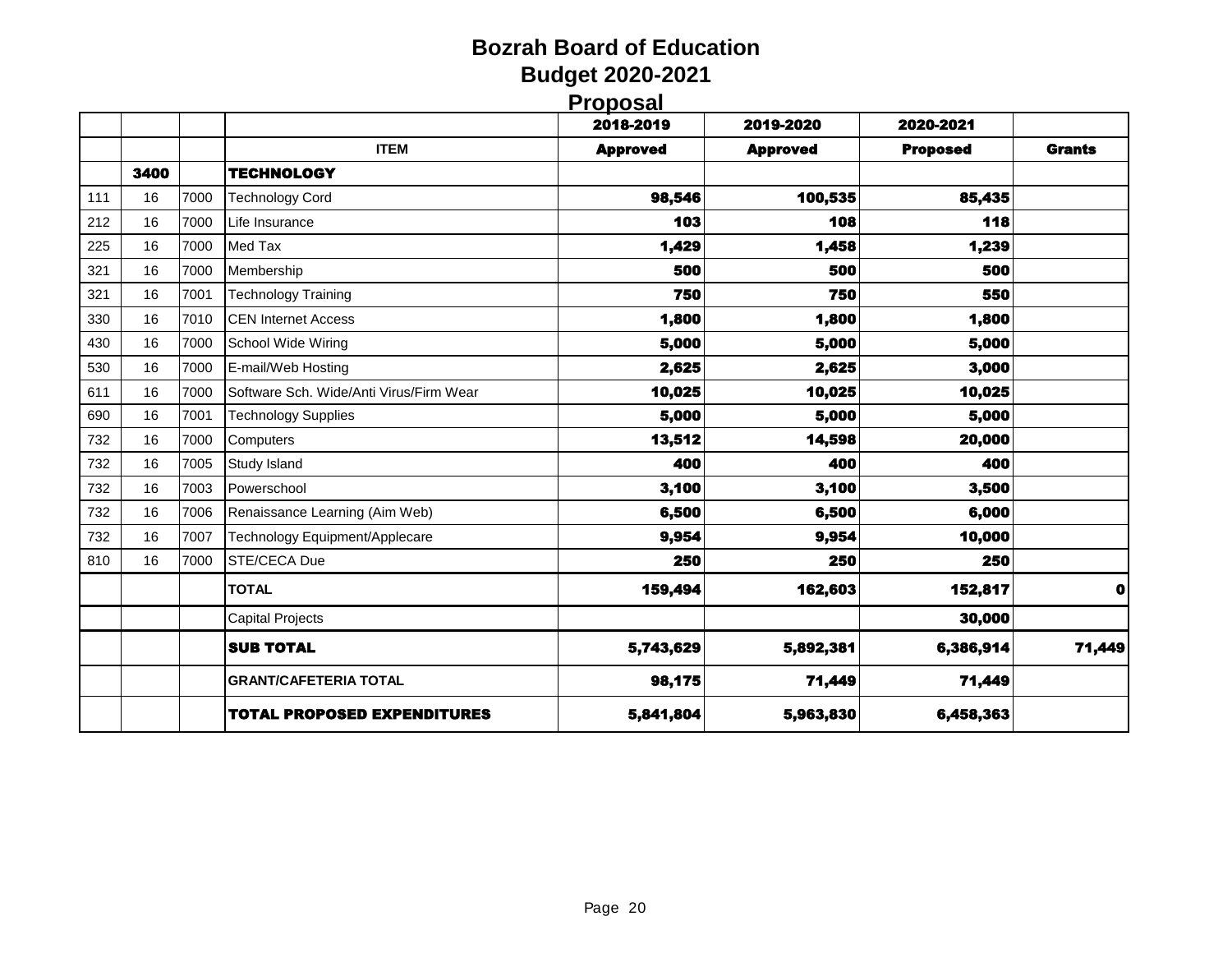# Bozrah Board of Education
## Budget 2020-2021
### Proposal

| | | | | 2018-2019 | 2019-2020 | 2020-2021 | |
|---|---|---|---|---|---|---|---|
| | | | **ITEM** | **Approved** | **Approved** | **Proposed** | **Grants** |
| | **3400** | | **TECHNOLOGY** | | | | |
| 111 | 16 | 7000 | Technology Cord | **98,546** | **100,535** | **85,435** | |
| 212 | 16 | 7000 | Life Insurance | **103** | **108** | **118** | |
| 225 | 16 | 7000 | Med Tax | **1,429** | **1,458** | **1,239** | |
| 321 | 16 | 7000 | Membership | **500** | **500** | **500** | |
| 321 | 16 | 7001 | Technology Training | **750** | **750** | **550** | |
| 330 | 16 | 7010 | CEN Internet Access | **1,800** | **1,800** | **1,800** | |
| 430 | 16 | 7000 | School Wide Wiring | **5,000** | **5,000** | **5,000** | |
| 530 | 16 | 7000 | E-mail/Web Hosting | **2,625** | **2,625** | **3,000** | |
| 611 | 16 | 7000 | Software Sch. Wide/Anti Virus/Firm Wear | **10,025** | **10,025** | **10,025** | |
| 690 | 16 | 7001 | Technology Supplies | **5,000** | **5,000** | **5,000** | |
| 732 | 16 | 7000 | Computers | **13,512** | **14,598** | **20,000** | |
| 732 | 16 | 7005 | Study Island | **400** | **400** | **400** | |
| 732 | 16 | 7003 | Powerschool | **3,100** | **3,100** | **3,500** | |
| 732 | 16 | 7006 | Renaissance Learning (Aim Web) | **6,500** | **6,500** | **6,000** | |
| 732 | 16 | 7007 | Technology Equipment/Applecare | **9,954** | **9,954** | **10,000** | |
| 810 | 16 | 7000 | STE/CECA Due | **250** | **250** | **250** | |
| | | | **TOTAL** | **159,494** | **162,603** | **152,817** | **0** |
| | | | Capital Projects | | | **30,000** | |
| | | | **SUB TOTAL** | **5,743,629** | **5,892,381** | **6,386,914** | **71,449** |
| | | | **GRANT/CAFETERIA TOTAL** | **98,175** | **71,449** | **71,449** | |
| | | | **TOTAL PROPOSED EXPENDITURES** | **5,841,804** | **5,963,830** | **6,458,363** | |